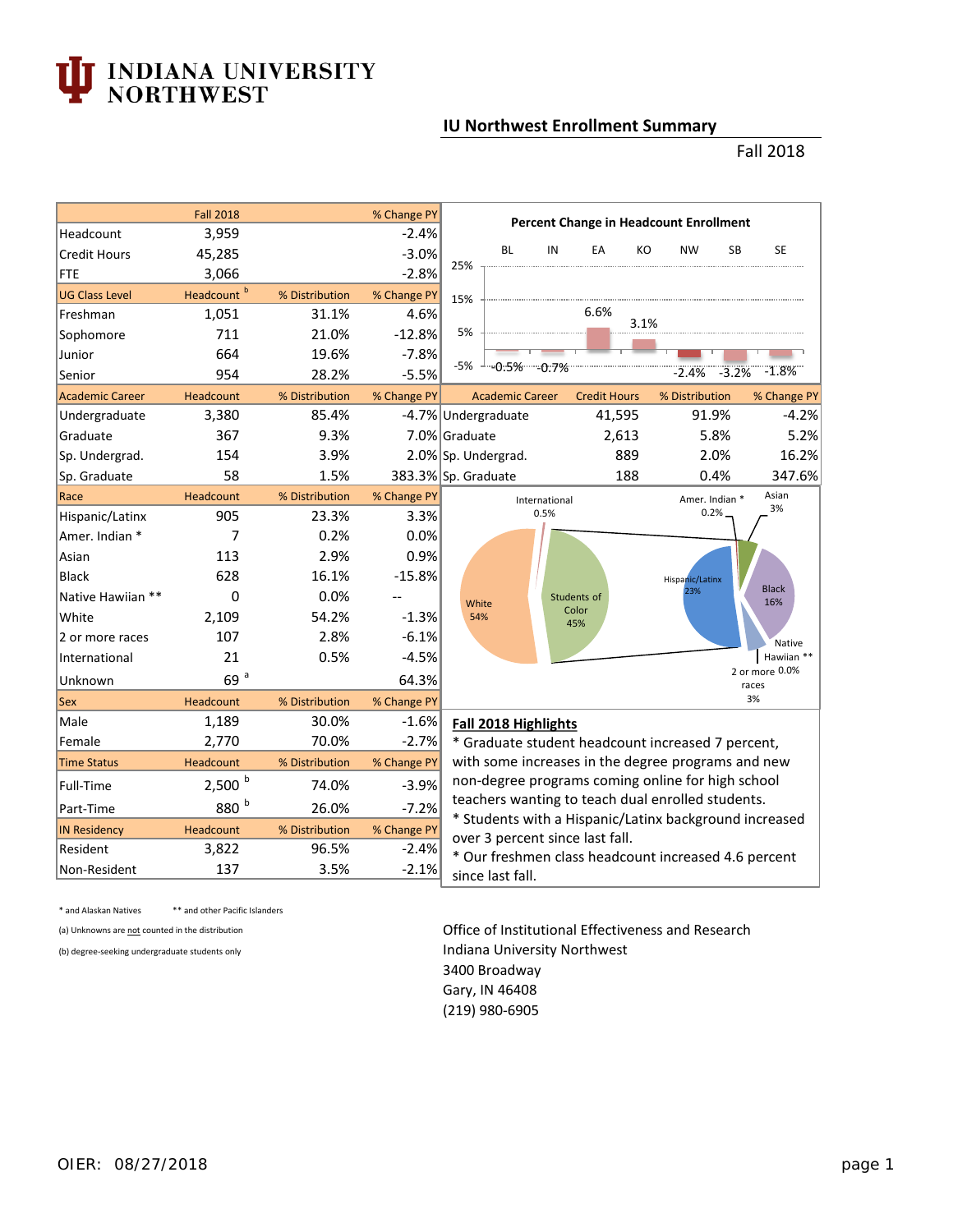# INDIANA UNIVERSITY NORTHWEST

## IU Northwest Enrollment Summary

Fall 2018

| | Fall 2018 | | % Change PY |
|---|---|---|---|
| Headcount | 3,959 | | -2.4% |
| Credit Hours | 45,285 | | -3.0% |
| FTE | 3,066 | | -2.8% |
| **UG Class Level** | **Headcount [b]** | **% Distribution** | **% Change PY** |
| Freshman | 1,051 | 31.1% | 4.6% |
| Sophomore | 711 | 21.0% | -12.8% |
| Junior | 664 | 19.6% | -7.8% |
| Senior | 954 | 28.2% | -5.5% |
| **Academic Career** | **Headcount** | **% Distribution** | **% Change PY** |
| Undergraduate | 3,380 | 85.4% | -4.7% |
| Graduate | 367 | 9.3% | 7.0% |
| Sp. Undergrad. | 154 | 3.9% | 2.0% |
| Sp. Graduate | 58 | 1.5% | 383.3% |
| **Race** | **Headcount** | **% Distribution** | **% Change PY** |
| Hispanic/Latinx | 905 | 23.3% | 3.3% |
| Amer. Indian * | 7 | 0.2% | 0.0% |
| Asian | 113 | 2.9% | 0.9% |
| Black | 628 | 16.1% | -15.8% |
| Native Hawiian ** | 0 | 0.0% | -- |
| White | 2,109 | 54.2% | -1.3% |
| 2 or more races | 107 | 2.8% | -6.1% |
| International | 21 | 0.5% | -4.5% |
| Unknown | 69 [a] | | 64.3% |
| **Sex** | **Headcount** | **% Distribution** | **% Change PY** |
| Male | 1,189 | 30.0% | -1.6% |
| Female | 2,770 | 70.0% | -2.7% |
| **Time Status** | **Headcount** | **% Distribution** | **% Change PY** |
| Full-Time | 2,500 [b] | 74.0% | -3.9% |
| Part-Time | 880 [b] | 26.0% | -7.2% |
| **IN Residency** | **Headcount** | **% Distribution** | **% Change PY** |
| Resident | 3,822 | 96.5% | -2.4% |
| Non-Resident | 137 | 3.5% | -2.1% |

**Percent Change in Headcount Enrollment**

| BL | IN | EA | KO | NW | SB | SE |
|---|---|---|---|---|---|---|
| -0.5% | -0.7% | 6.6% | 3.1% | -2.4% | -3.2% | -1.8% |

| Academic Career | Credit Hours | % Distribution | % Change PY |
|---|---|---|---|
| Undergraduate | 41,595 | 91.9% | -4.2% |
| Graduate | 2,613 | 5.8% | 5.2% |
| Sp. Undergrad. | 889 | 2.0% | 16.2% |
| Sp. Graduate | 188 | 0.4% | 347.6% |

Race distribution: White 54%; Students of Color 45%; International 0.5%. Students of Color breakdown: Hispanic/Latinx 23%; Black 16%; Asian 3%; Amer. Indian * 0.2%; Native Hawiian ** 0.0%; 2 or more races 3%.

### Fall 2018 Highlights

* Graduate student headcount increased 7 percent, with some increases in the degree programs and new non-degree programs coming online for high school teachers wanting to teach dual enrolled students.
* Students with a Hispanic/Latinx background increased over 3 percent since last fall.
* Our freshmen class headcount increased 4.6 percent since last fall.

\* and Alaskan Natives ** and other Pacific Islanders

(a) Unknowns are not counted in the distribution

(b) degree-seeking undergraduate students only

Office of Institutional Effectiveness and Research
Indiana University Northwest
3400 Broadway
Gary, IN 46408
(219) 980-6905

OIER: 08/27/2018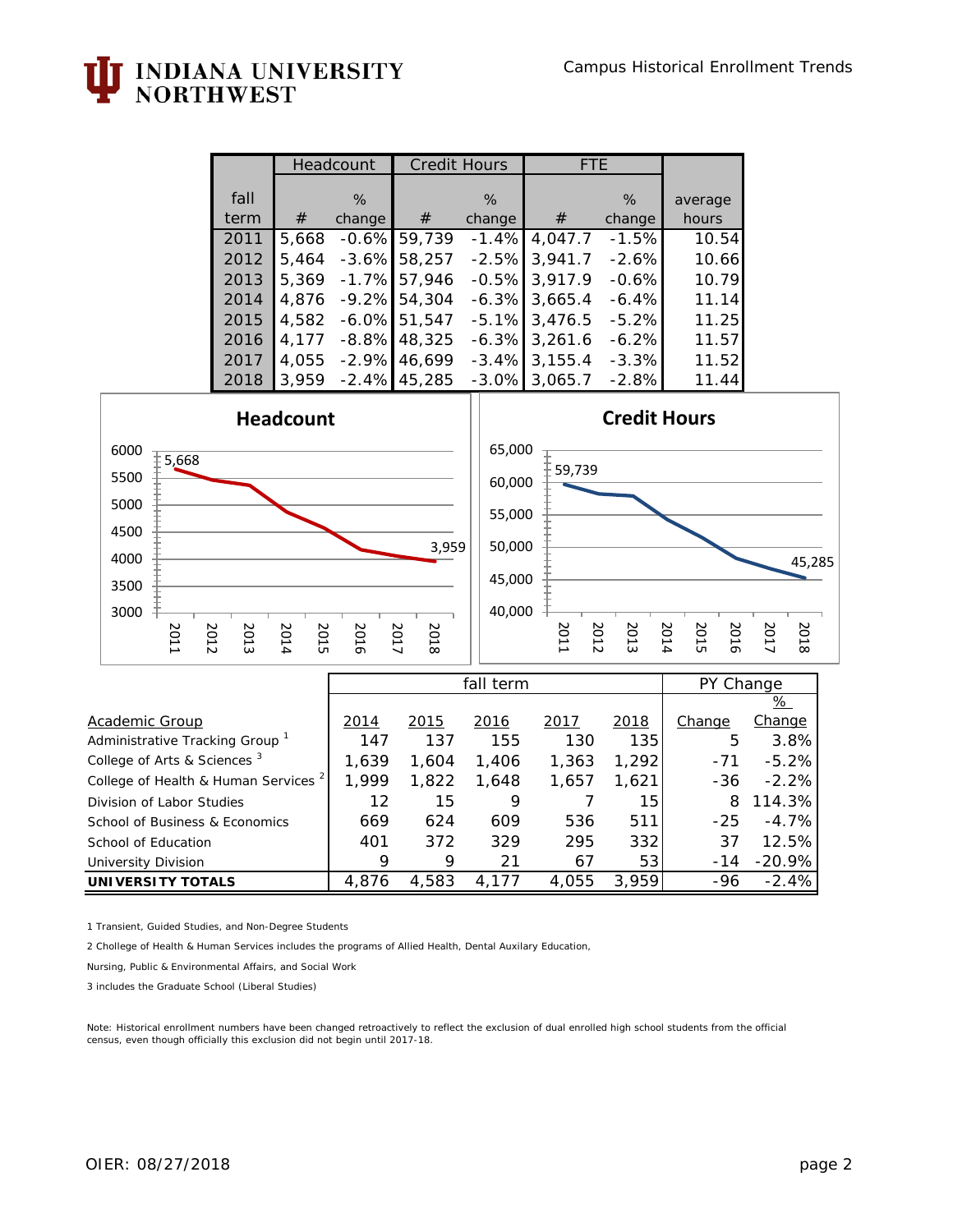# INDIANA UNIVERSITY NORTHWEST

Campus Historical Enrollment Trends

| | Headcount | | Credit Hours | | FTE | | |
|---|---|---|---|---|---|---|---|
| fall term | # | % change | # | % change | # | % change | average hours |
| 2011 | 5,668 | -0.6% | 59,739 | -1.4% | 4,047.7 | -1.5% | 10.54 |
| 2012 | 5,464 | -3.6% | 58,257 | -2.5% | 3,941.7 | -2.6% | 10.66 |
| 2013 | 5,369 | -1.7% | 57,946 | -0.5% | 3,917.9 | -0.6% | 10.79 |
| 2014 | 4,876 | -9.2% | 54,304 | -6.3% | 3,665.4 | -6.4% | 11.14 |
| 2015 | 4,582 | -6.0% | 51,547 | -5.1% | 3,476.5 | -5.2% | 11.25 |
| 2016 | 4,177 | -8.8% | 48,325 | -6.3% | 3,261.6 | -6.2% | 11.57 |
| 2017 | 4,055 | -2.9% | 46,699 | -3.4% | 3,155.4 | -3.3% | 11.52 |
| 2018 | 3,959 | -2.4% | 45,285 | -3.0% | 3,065.7 | -2.8% | 11.44 |

**Headcount**

6000
5500
5000
4500
4000
3500
3000

5,668
3,959

2011 2012 2013 2014 2015 2016 2017 2018

**Credit Hours**

65,000
60,000
55,000
50,000
45,000
40,000

59,739
45,285

2011 2012 2013 2014 2015 2016 2017 2018

| | fall term | | | | | PY Change | |
|---|---|---|---|---|---|---|---|
| Academic Group | 2014 | 2015 | 2016 | 2017 | 2018 | Change | % Change |
| Administrative Tracking Group [1] | 147 | 137 | 155 | 130 | 135 | 5 | 3.8% |
| College of Arts & Sciences [3] | 1,639 | 1,604 | 1,406 | 1,363 | 1,292 | -71 | -5.2% |
| College of Health & Human Services [2] | 1,999 | 1,822 | 1,648 | 1,657 | 1,621 | -36 | -2.2% |
| Division of Labor Studies | 12 | 15 | 9 | 7 | 15 | 8 | 114.3% |
| School of Business & Economics | 669 | 624 | 609 | 536 | 511 | -25 | -4.7% |
| School of Education | 401 | 372 | 329 | 295 | 332 | 37 | 12.5% |
| University Division | 9 | 9 | 21 | 67 | 53 | -14 | -20.9% |
| **UNIVERSITY TOTALS** | 4,876 | 4,583 | 4,177 | 4,055 | 3,959 | -96 | -2.4% |

1 Transient, Guided Studies, and Non-Degree Students

2 Chollege of Health & Human Services includes the programs of Allied Health, Dental Auxilary Education, Nursing, Public & Environmental Affairs, and Social Work

3 includes the Graduate School (Liberal Studies)

Note: Historical enrollment numbers have been changed retroactively to reflect the exclusion of dual enrolled high school students from the official census, even though officially this exclusion did not begin until 2017-18.

OIER: 08/27/2018